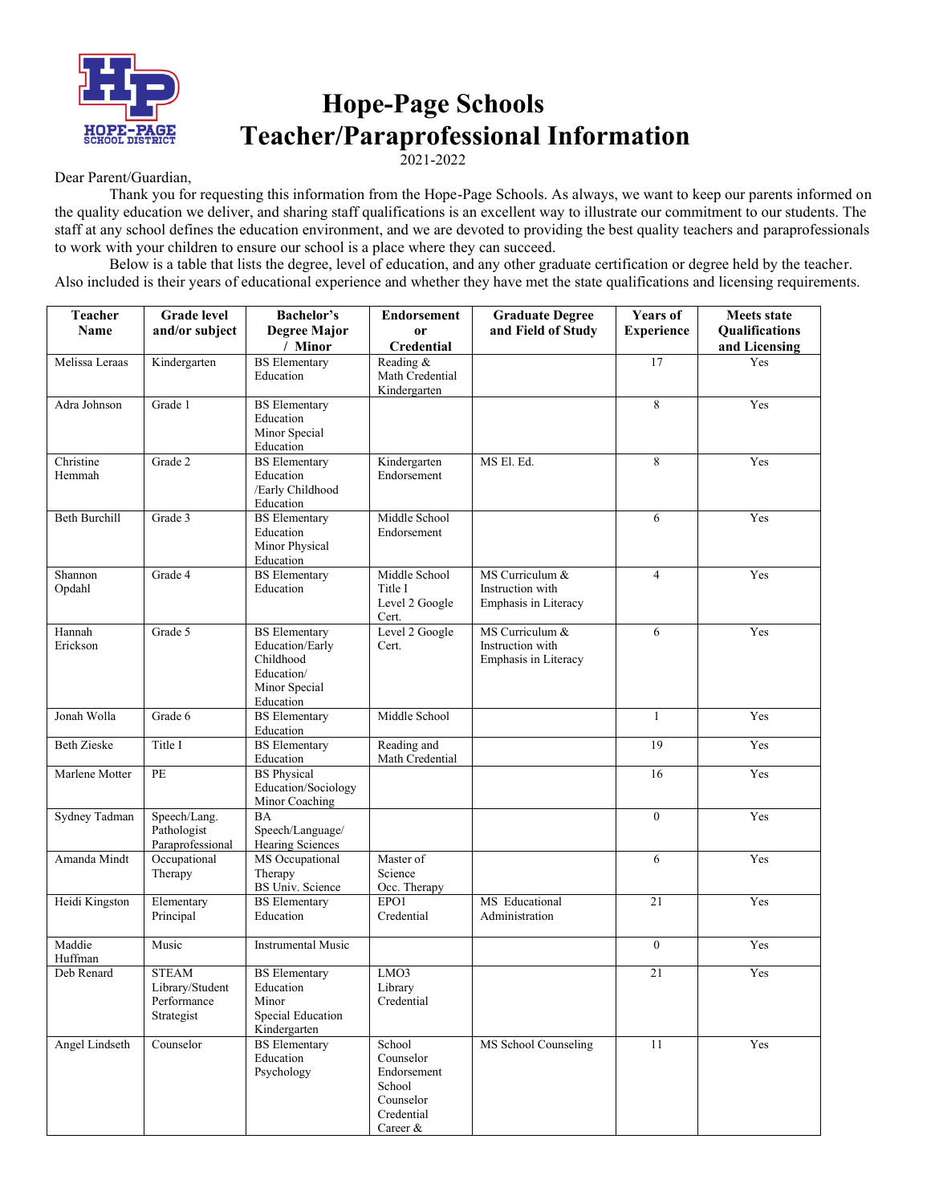# Hope-Page Schools
# Teacher/Paraprofessional Information

2021-2022

Dear Parent/Guardian,

Thank you for requesting this information from the Hope-Page Schools. As always, we want to keep our parents informed on the quality education we deliver, and sharing staff qualifications is an excellent way to illustrate our commitment to our students. The staff at any school defines the education environment, and we are devoted to providing the best quality teachers and paraprofessionals to work with your children to ensure our school is a place where they can succeed.

Below is a table that lists the degree, level of education, and any other graduate certification or degree held by the teacher. Also included is their years of educational experience and whether they have met the state qualifications and licensing requirements.

| Teacher Name | Grade level and/or subject | Bachelor's Degree Major / Minor | Endorsement or Credential | Graduate Degree and Field of Study | Years of Experience | Meets state Qualifications and Licensing |
|---|---|---|---|---|---|---|
| Melissa Leraas | Kindergarten | BS Elementary Education | Reading & Math Credential Kindergarten | | 17 | Yes |
| Adra Johnson | Grade 1 | BS Elementary Education Minor Special Education | | | 8 | Yes |
| Christine Hemmah | Grade 2 | BS Elementary Education /Early Childhood Education | Kindergarten Endorsement | MS El. Ed. | 8 | Yes |
| Beth Burchill | Grade 3 | BS Elementary Education Minor Physical Education | Middle School Endorsement | | 6 | Yes |
| Shannon Opdahl | Grade 4 | BS Elementary Education | Middle School Title I Level 2 Google Cert. | MS Curriculum & Instruction with Emphasis in Literacy | 4 | Yes |
| Hannah Erickson | Grade 5 | BS Elementary Education/Early Childhood Education/ Minor Special Education | Level 2 Google Cert. | MS Curriculum & Instruction with Emphasis in Literacy | 6 | Yes |
| Jonah Wolla | Grade 6 | BS Elementary Education | Middle School | | 1 | Yes |
| Beth Zieske | Title I | BS Elementary Education | Reading and Math Credential | | 19 | Yes |
| Marlene Motter | PE | BS Physical Education/Sociology Minor Coaching | | | 16 | Yes |
| Sydney Tadman | Speech/Lang. Pathologist Paraprofessional | BA Speech/Language/ Hearing Sciences | | | 0 | Yes |
| Amanda Mindt | Occupational Therapy | MS Occupational Therapy BS Univ. Science | Master of Science Occ. Therapy | | 6 | Yes |
| Heidi Kingston | Elementary Principal | BS Elementary Education | EPO1 Credential | MS Educational Administration | 21 | Yes |
| Maddie Huffman | Music | Instrumental Music | | | 0 | Yes |
| Deb Renard | STEAM Library/Student Performance Strategist | BS Elementary Education Minor Special Education Kindergarten | LMO3 Library Credential | | 21 | Yes |
| Angel Lindseth | Counselor | BS Elementary Education Psychology | School Counselor Endorsement School Counselor Credential Career & | MS School Counseling | 11 | Yes |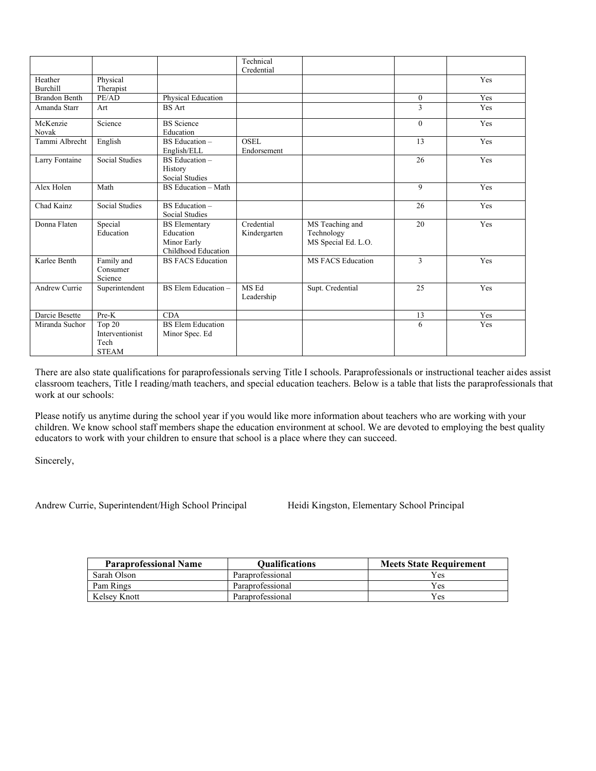| | | | | | | |
|---|---|---|---|---|---|---|
| | | | Technical Credential | | | |
| Heather Burchill | Physical Therapist | | | | | Yes |
| Brandon Benth | PE/AD | Physical Education | | | 0 | Yes |
| Amanda Starr | Art | BS Art | | | 3 | Yes |
| McKenzie Novak | Science | BS Science Education | | | 0 | Yes |
| Tammi Albrecht | English | BS Education – English/ELL | OSEL Endorsement | | 13 | Yes |
| Larry Fontaine | Social Studies | BS Education – History Social Studies | | | 26 | Yes |
| Alex Holen | Math | BS Education – Math | | | 9 | Yes |
| Chad Kainz | Social Studies | BS Education – Social Studies | | | 26 | Yes |
| Donna Flaten | Special Education | BS Elementary Education Minor Early Childhood Education | Credential Kindergarten | MS Teaching and Technology MS Special Ed. L.O. | 20 | Yes |
| Karlee Benth | Family and Consumer Science | BS FACS Education | | MS FACS Education | 3 | Yes |
| Andrew Currie | Superintendent | BS Elem Education – | MS Ed Leadership | Supt. Credential | 25 | Yes |
| Darcie Besette | Pre-K | CDA | | | 13 | Yes |
| Miranda Suchor | Top 20 Interventionist Tech STEAM | BS Elem Education Minor Spec. Ed | | | 6 | Yes |

There are also state qualifications for paraprofessionals serving Title I schools. Paraprofessionals or instructional teacher aides assist classroom teachers, Title I reading/math teachers, and special education teachers. Below is a table that lists the paraprofessionals that work at our schools:

Please notify us anytime during the school year if you would like more information about teachers who are working with your children. We know school staff members shape the education environment at school. We are devoted to employing the best quality educators to work with your children to ensure that school is a place where they can succeed.

Sincerely,

Andrew Currie, Superintendent/High School Principal

Heidi Kingston, Elementary School Principal

| Paraprofessional Name | Qualifications | Meets State Requirement |
|---|---|---|
| Sarah Olson | Paraprofessional | Yes |
| Pam Rings | Paraprofessional | Yes |
| Kelsey Knott | Paraprofessional | Yes |